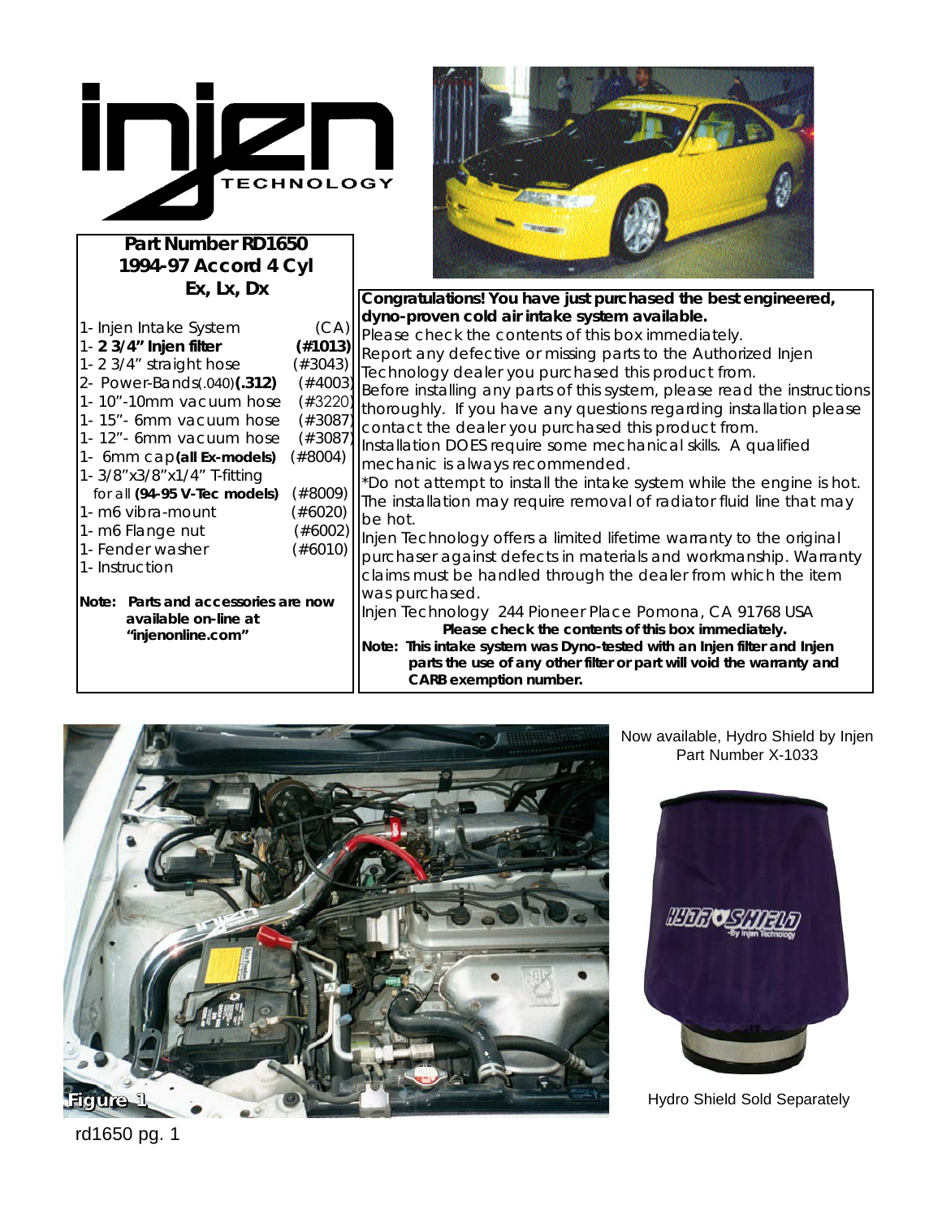# Part Number RD1650
## 1994-97 Accord 4 Cyl
## Ex, Lx, Dx

| Item | Part # |
|---|---|
| 1- Injen Intake System | (CA) |
| 1- **2 3/4" Injen filter** | **(#1013)** |
| 1- 2 3/4" straight hose | (#3043) |
| 2- Power-Bands(.040)**(.312)** | (#4003) |
| 1- 10"-10mm vacuum hose | (#3220) |
| 1- 15"- 6mm vacuum hose | (#3087) |
| 1- 12"- 6mm vacuum hose | (#3087) |
| 1- 6mm cap **(all Ex-models)** | (#8004) |
| 1- 3/8"x3/8"x1/4" T-fitting for all **(94-95 V-Tec models)** | (#8009) |
| 1- m6 vibra-mount | (#6020) |
| 1- m6 Flange nut | (#6002) |
| 1- Fender washer | (#6010) |
| 1- Instruction | |

**Note: Parts and accessories are now available on-line at "injenonline.com"**

**Congratulations! You have just purchased the best engineered, dyno-proven cold air intake system available.**

Please check the contents of this box immediately.

Report any defective or missing parts to the Authorized Injen Technology dealer you purchased this product from.

Before installing any parts of this system, please read the instructions thoroughly. If you have any questions regarding installation please contact the dealer you purchased this product from.

Installation DOES require some mechanical skills. A qualified mechanic is always recommended.

*Do not attempt to install the intake system while the engine is hot. The installation may require removal of radiator fluid line that may be hot.

Injen Technology offers a limited lifetime warranty to the original purchaser against defects in materials and workmanship. Warranty claims must be handled through the dealer from which the item was purchased.

Injen Technology 244 Pioneer Place Pomona, CA 91768 USA

**Please check the contents of this box immediately.**

**Note: This intake system was Dyno-tested with an Injen filter and Injen parts the use of any other filter or part will void the warranty and CARB exemption number.**

Figure 1

Now available, Hydro Shield by Injen
Part Number X-1033

Hydro Shield Sold Separately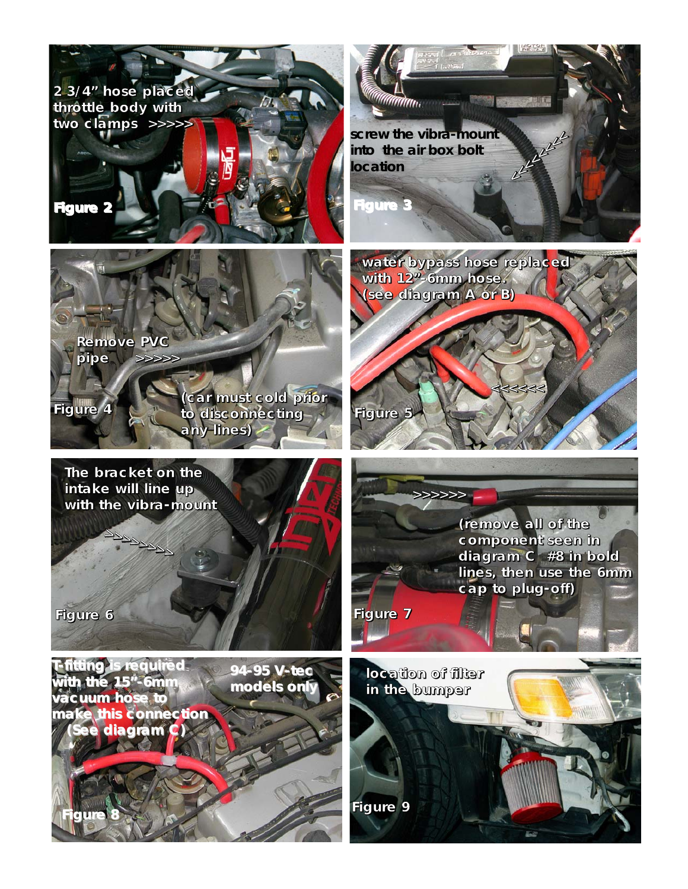2 3/4" hose placed throttle body with two clamps >>>>>

**Figure 2**

screw the vibra-mount into the air box bolt location

**Figure 3**

Remove PVC pipe >>>>>

(car must cold prior to disconnecting any lines)

Figure 4

water bypass hose replaced with 12"-6mm hose. (see diagram A or B)

<<<<<<

Figure 5

The bracket on the intake will line up with the vibra-mount

>>>>>>>>

Figure 6

>>>>>>

(remove all of the component seen in diagram C #8 in bold lines, then use the 6mm cap to plug-off)

Figure 7

T-fitting is required with the 15"-6mm vacuum hose to make this connection (See diagram C)

94-95 V-tec models only

Figure 8

location of filter in the bumper

Figure 9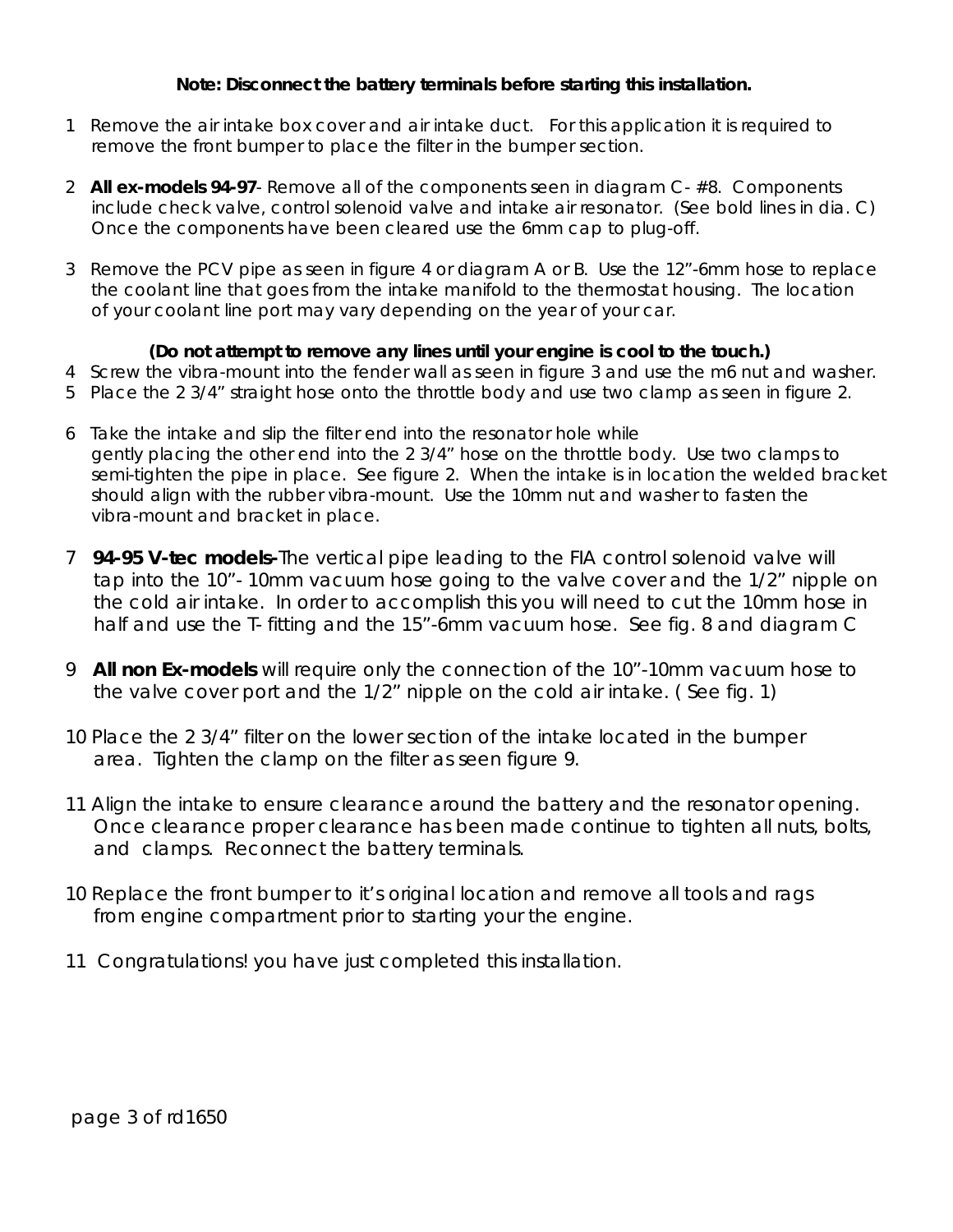**Note: Disconnect the battery terminals before starting this installation.**

1 Remove the air intake box cover and air intake duct. For this application it is required to remove the front bumper to place the filter in the bumper section.

2 **All ex-models 94-97**- Remove all of the components seen in diagram C- #8. Components include check valve, control solenoid valve and intake air resonator. (See bold lines in dia. C) Once the components have been cleared use the 6mm cap to plug-off.

3 Remove the PCV pipe as seen in figure 4 or diagram A or B. Use the 12”-6mm hose to replace the coolant line that goes from the intake manifold to the thermostat housing. The location of your coolant line port may vary depending on the year of your car.

**(Do not attempt to remove any lines until your engine is cool to the touch.)**

4 Screw the vibra-mount into the fender wall as seen in figure 3 and use the m6 nut and washer.

5 Place the 2 3/4” straight hose onto the throttle body and use two clamp as seen in figure 2.

6 Take the intake and slip the filter end into the resonator hole while gently placing the other end into the 2 3/4” hose on the throttle body. Use two clamps to semi-tighten the pipe in place. See figure 2. When the intake is in location the welded bracket should align with the rubber vibra-mount. Use the 10mm nut and washer to fasten the vibra-mount and bracket in place.

7 **94-95 V-tec models-**The vertical pipe leading to the FIA control solenoid valve will tap into the 10”- 10mm vacuum hose going to the valve cover and the 1/2” nipple on the cold air intake. In order to accomplish this you will need to cut the 10mm hose in half and use the T- fitting and the 15”-6mm vacuum hose. See fig. 8 and diagram C

9 **All non Ex-models** will require only the connection of the 10”-10mm vacuum hose to the valve cover port and the 1/2” nipple on the cold air intake. ( See fig. 1)

10 Place the 2 3/4” filter on the lower section of the intake located in the bumper area. Tighten the clamp on the filter as seen figure 9.

11 Align the intake to ensure clearance around the battery and the resonator opening. Once clearance proper clearance has been made continue to tighten all nuts, bolts, and clamps. Reconnect the battery terminals.

10 Replace the front bumper to it’s original location and remove all tools and rags from engine compartment prior to starting your the engine.

11 Congratulations! you have just completed this installation.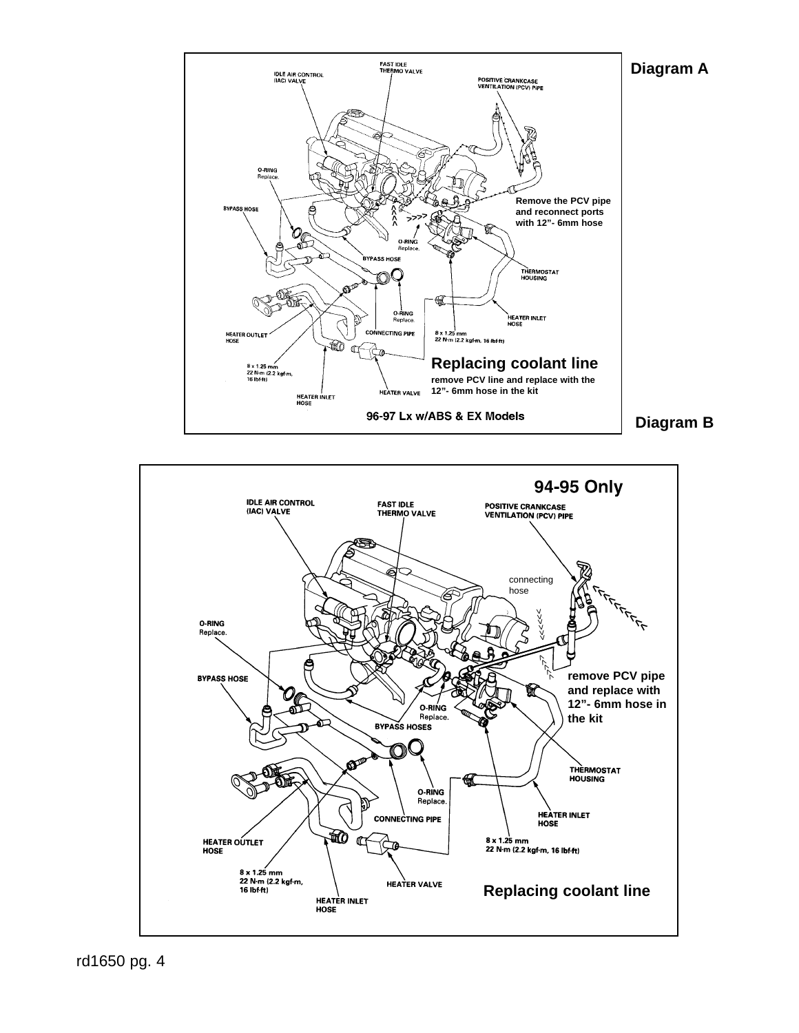## Diagram A

FAST IDLE THERMO VALVE

IDLE AIR CONTROL (IAC) VALVE

POSITIVE CRANKCASE VENTILATION (PCV) PIPE

O-RING Replace.

BYPASS HOSE

**Remove the PCV pipe and reconnect ports with 12”- 6mm hose**

O-RING Replace.

BYPASS HOSE

THERMOSTAT HOUSING

O-RING Replace.

HEATER INLET HOSE

HEATER OUTLET HOSE

CONNECTING PIPE

8 x 1.25 mm
22 N·m (2.2 kgf·m, 16 lbf·ft)

8 x 1.25 mm
22 N·m (2.2 kgf·m, 16 lbf·ft)

**Replacing coolant line**

**remove PCV line and replace with the 12”- 6mm hose in the kit**

HEATER VALVE

HEATER INLET HOSE

**96-97 Lx w/ABS & EX Models**

## Diagram B

**94-95 Only**

IDLE AIR CONTROL (IAC) VALVE

FAST IDLE THERMO VALVE

POSITIVE CRANKCASE VENTILATION (PCV) PIPE

connecting hose

O-RING Replace.

BYPASS HOSE

**remove PCV pipe and replace with 12”- 6mm hose in the kit**

O-RING Replace.

BYPASS HOSES

THERMOSTAT HOUSING

O-RING Replace.

HEATER INLET HOSE

CONNECTING PIPE

HEATER OUTLET HOSE

8 x 1.25 mm
22 N·m (2.2 kgf·m, 16 lbf·ft)

8 x 1.25 mm
22 N·m (2.2 kgf·m, 16 lbf·ft)

HEATER VALVE

HEATER INLET HOSE

**Replacing coolant line**

rd1650 pg. 4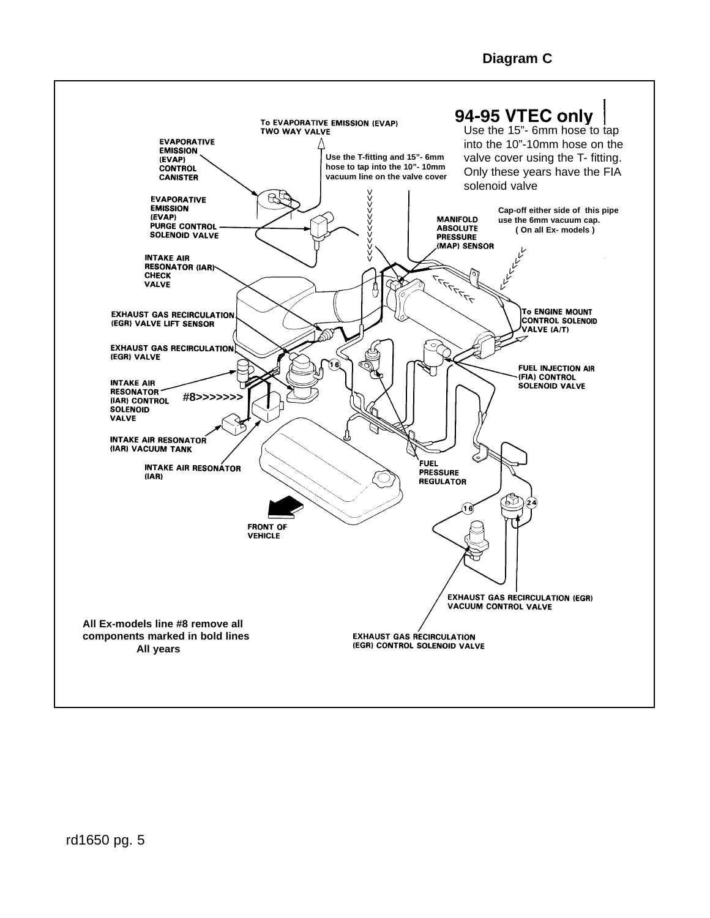**Diagram C**

## 94-95 VTEC only

Use the 15”- 6mm hose to tap into the 10”-10mm hose on the valve cover using the T- fitting. Only these years have the FIA solenoid valve

To EVAPORATIVE EMISSION (EVAP) TWO WAY VALVE

Use the T-fitting and 15”- 6mm hose to tap into the 10”- 10mm vacuum line on the valve cover

EVAPORATIVE EMISSION (EVAP) CONTROL CANISTER

EVAPORATIVE EMISSION (EVAP) PURGE CONTROL SOLENOID VALVE

MANIFOLD ABSOLUTE PRESSURE (MAP) SENSOR

Cap-off either side of this pipe use the 6mm vacuum cap. ( On all Ex- models )

INTAKE AIR RESONATOR (IAR) CHECK VALVE

EXHAUST GAS RECIRCULATION (EGR) VALVE LIFT SENSOR

To ENGINE MOUNT CONTROL SOLENOID VALVE (A/T)

EXHAUST GAS RECIRCULATION (EGR) VALVE

FUEL INJECTION AIR (FIA) CONTROL SOLENOID VALVE

INTAKE AIR RESONATOR (IAR) CONTROL SOLENOID VALVE

#8>>>>>>>

INTAKE AIR RESONATOR (IAR) VACUUM TANK

INTAKE AIR RESONATOR (IAR)

FUEL PRESSURE REGULATOR

16

16

24

FRONT OF VEHICLE

EXHAUST GAS RECIRCULATION (EGR) VACUUM CONTROL VALVE

EXHAUST GAS RECIRCULATION (EGR) CONTROL SOLENOID VALVE

All Ex-models line #8 remove all components marked in bold lines
All years

rd1650 pg. 5